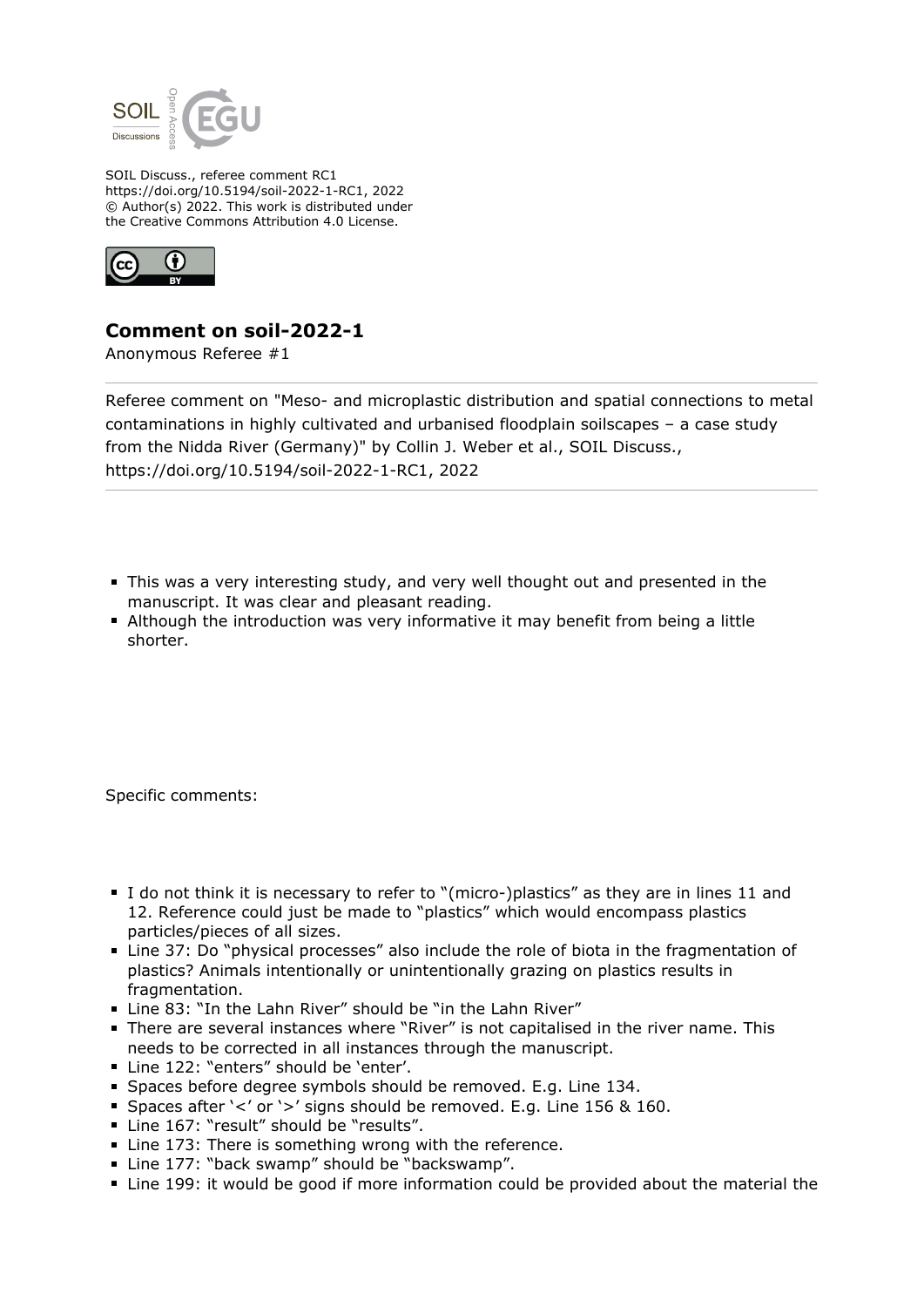SOIL Discuss., referee comment RC1
https://doi.org/10.5194/soil-2022-1-RC1, 2022
© Author(s) 2022. This work is distributed under
the Creative Commons Attribution 4.0 License.

## Comment on soil-2022-1

Anonymous Referee #1

Referee comment on "Meso- and microplastic distribution and spatial connections to metal contaminations in highly cultivated and urbanised floodplain soilscapes – a case study from the Nidda River (Germany)" by Collin J. Weber et al., SOIL Discuss., https://doi.org/10.5194/soil-2022-1-RC1, 2022

- This was a very interesting study, and very well thought out and presented in the manuscript. It was clear and pleasant reading.
- Although the introduction was very informative it may benefit from being a little shorter.

Specific comments:

- I do not think it is necessary to refer to "(micro-)plastics" as they are in lines 11 and 12. Reference could just be made to "plastics" which would encompass plastics particles/pieces of all sizes.
- Line 37: Do "physical processes" also include the role of biota in the fragmentation of plastics? Animals intentionally or unintentionally grazing on plastics results in fragmentation.
- Line 83: "In the Lahn River" should be "in the Lahn River"
- There are several instances where "River" is not capitalised in the river name. This needs to be corrected in all instances through the manuscript.
- Line 122: "enters" should be 'enter'.
- Spaces before degree symbols should be removed. E.g. Line 134.
- Spaces after '<' or '>' signs should be removed. E.g. Line 156 & 160.
- Line 167: "result" should be "results".
- Line 173: There is something wrong with the reference.
- Line 177: "back swamp" should be "backswamp".
- Line 199: it would be good if more information could be provided about the material the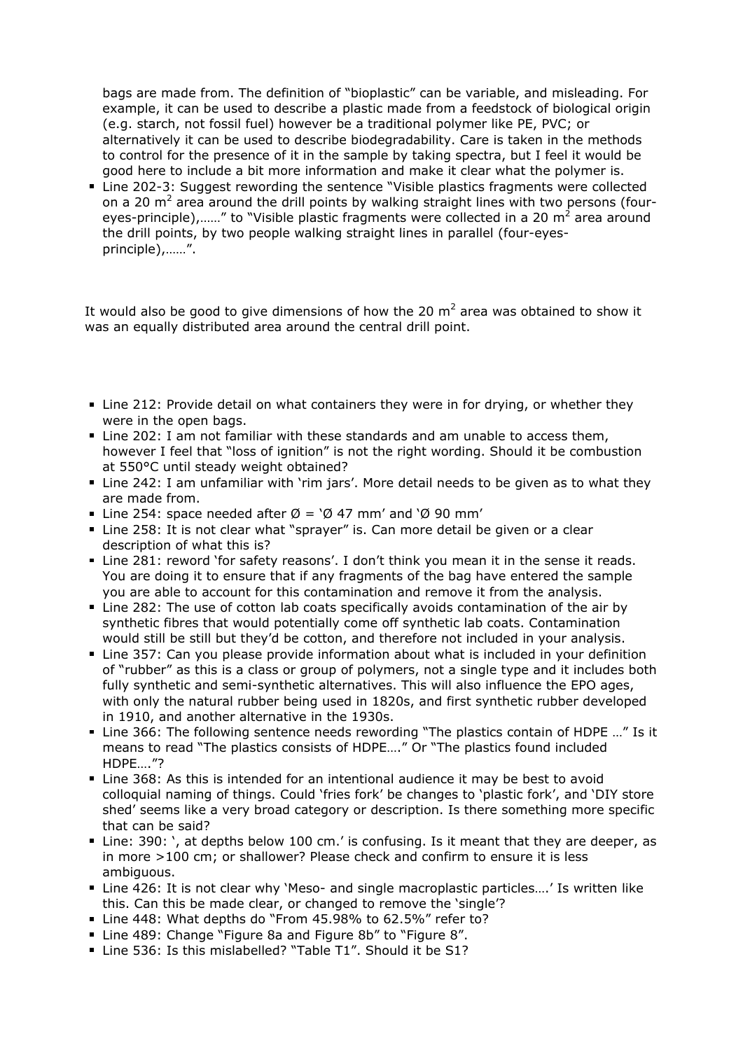bags are made from. The definition of "bioplastic" can be variable, and misleading. For example, it can be used to describe a plastic made from a feedstock of biological origin (e.g. starch, not fossil fuel) however be a traditional polymer like PE, PVC; or alternatively it can be used to describe biodegradability. Care is taken in the methods to control for the presence of it in the sample by taking spectra, but I feel it would be good here to include a bit more information and make it clear what the polymer is.

- Line 202-3: Suggest rewording the sentence "Visible plastics fragments were collected on a 20 $m^2$ area around the drill points by walking straight lines with two persons (four-eyes-principle),……" to "Visible plastic fragments were collected in a 20 $m^2$ area around the drill points, by two people walking straight lines in parallel (four-eyes-principle),……".

It would also be good to give dimensions of how the 20 $m^2$ area was obtained to show it was an equally distributed area around the central drill point.

- Line 212: Provide detail on what containers they were in for drying, or whether they were in the open bags.
- Line 202: I am not familiar with these standards and am unable to access them, however I feel that "loss of ignition" is not the right wording. Should it be combustion at 550°C until steady weight obtained?
- Line 242: I am unfamiliar with 'rim jars'. More detail needs to be given as to what they are made from.
- Line 254: space needed after Ø = 'Ø 47 mm' and 'Ø 90 mm'
- Line 258: It is not clear what "sprayer" is. Can more detail be given or a clear description of what this is?
- Line 281: reword 'for safety reasons'. I don't think you mean it in the sense it reads. You are doing it to ensure that if any fragments of the bag have entered the sample you are able to account for this contamination and remove it from the analysis.
- Line 282: The use of cotton lab coats specifically avoids contamination of the air by synthetic fibres that would potentially come off synthetic lab coats. Contamination would still be still but they'd be cotton, and therefore not included in your analysis.
- Line 357: Can you please provide information about what is included in your definition of "rubber" as this is a class or group of polymers, not a single type and it includes both fully synthetic and semi-synthetic alternatives. This will also influence the EPO ages, with only the natural rubber being used in 1820s, and first synthetic rubber developed in 1910, and another alternative in the 1930s.
- Line 366: The following sentence needs rewording "The plastics contain of HDPE …" Is it means to read "The plastics consists of HDPE…." Or "The plastics found included HDPE…."?
- Line 368: As this is intended for an intentional audience it may be best to avoid colloquial naming of things. Could 'fries fork' be changes to 'plastic fork', and 'DIY store shed' seems like a very broad category or description. Is there something more specific that can be said?
- Line: 390: ', at depths below 100 cm.' is confusing. Is it meant that they are deeper, as in more >100 cm; or shallower? Please check and confirm to ensure it is less ambiguous.
- Line 426: It is not clear why 'Meso- and single macroplastic particles….' Is written like this. Can this be made clear, or changed to remove the 'single'?
- Line 448: What depths do "From 45.98% to 62.5%" refer to?
- Line 489: Change "Figure 8a and Figure 8b" to "Figure 8".
- Line 536: Is this mislabelled? "Table T1". Should it be S1?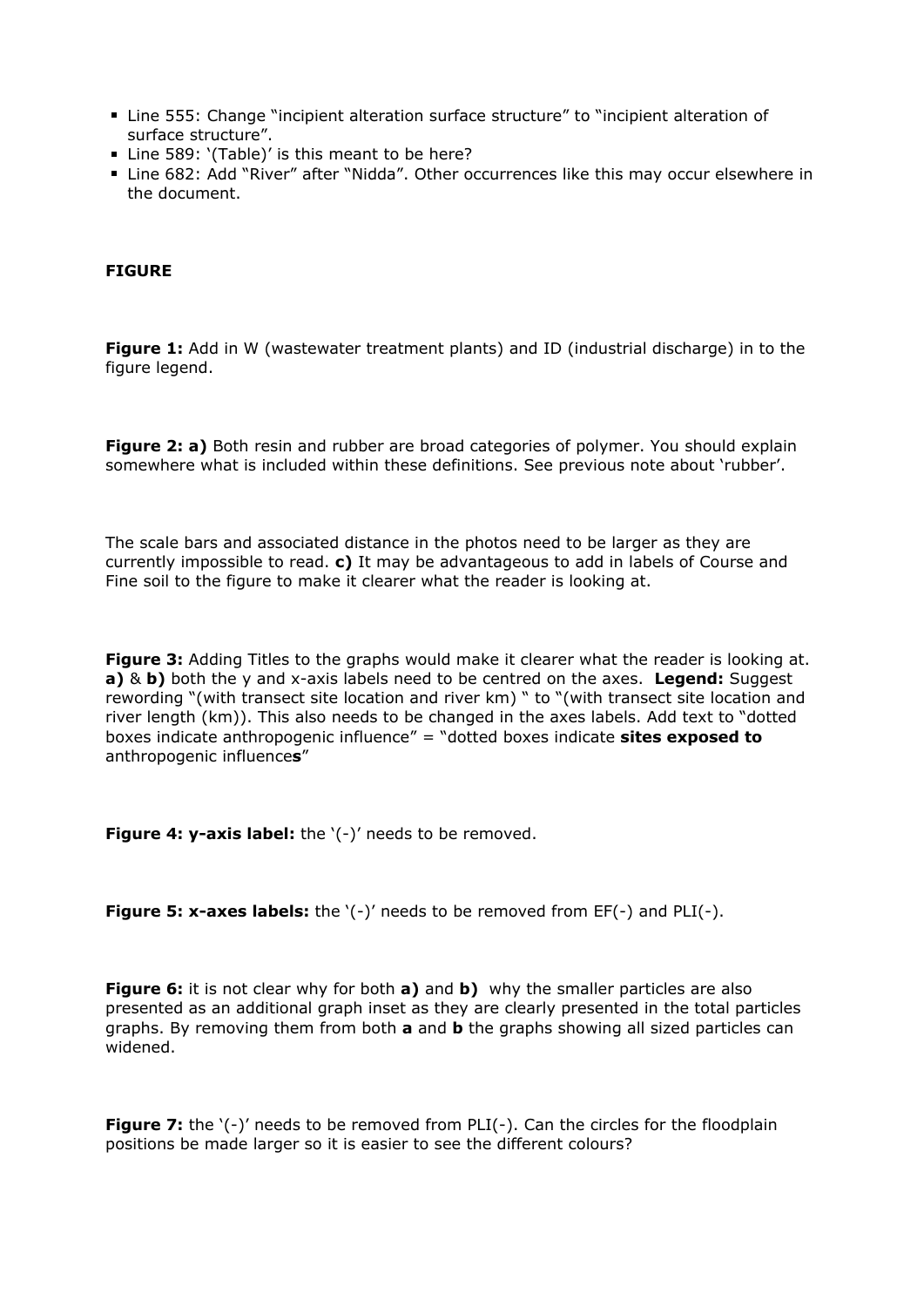- Line 555: Change "incipient alteration surface structure" to "incipient alteration of surface structure".
- Line 589: '(Table)' is this meant to be here?
- Line 682: Add "River" after "Nidda". Other occurrences like this may occur elsewhere in the document.

**FIGURE**

**Figure 1:** Add in W (wastewater treatment plants) and ID (industrial discharge) in to the figure legend.

**Figure 2: a)** Both resin and rubber are broad categories of polymer. You should explain somewhere what is included within these definitions. See previous note about 'rubber'.

The scale bars and associated distance in the photos need to be larger as they are currently impossible to read. **c)** It may be advantageous to add in labels of Course and Fine soil to the figure to make it clearer what the reader is looking at.

**Figure 3:** Adding Titles to the graphs would make it clearer what the reader is looking at. **a)** & **b)** both the y and x-axis labels need to be centred on the axes. **Legend:** Suggest rewording "(with transect site location and river km) " to "(with transect site location and river length (km)). This also needs to be changed in the axes labels. Add text to "dotted boxes indicate anthropogenic influence" = "dotted boxes indicate **sites exposed to** anthropogenic influence**s**"

**Figure 4: y-axis label:** the '(-)' needs to be removed.

**Figure 5: x-axes labels:** the '(-)' needs to be removed from EF(-) and PLI(-).

**Figure 6:** it is not clear why for both **a)** and **b)** why the smaller particles are also presented as an additional graph inset as they are clearly presented in the total particles graphs. By removing them from both **a** and **b** the graphs showing all sized particles can widened.

**Figure 7:** the '(-)' needs to be removed from PLI(-). Can the circles for the floodplain positions be made larger so it is easier to see the different colours?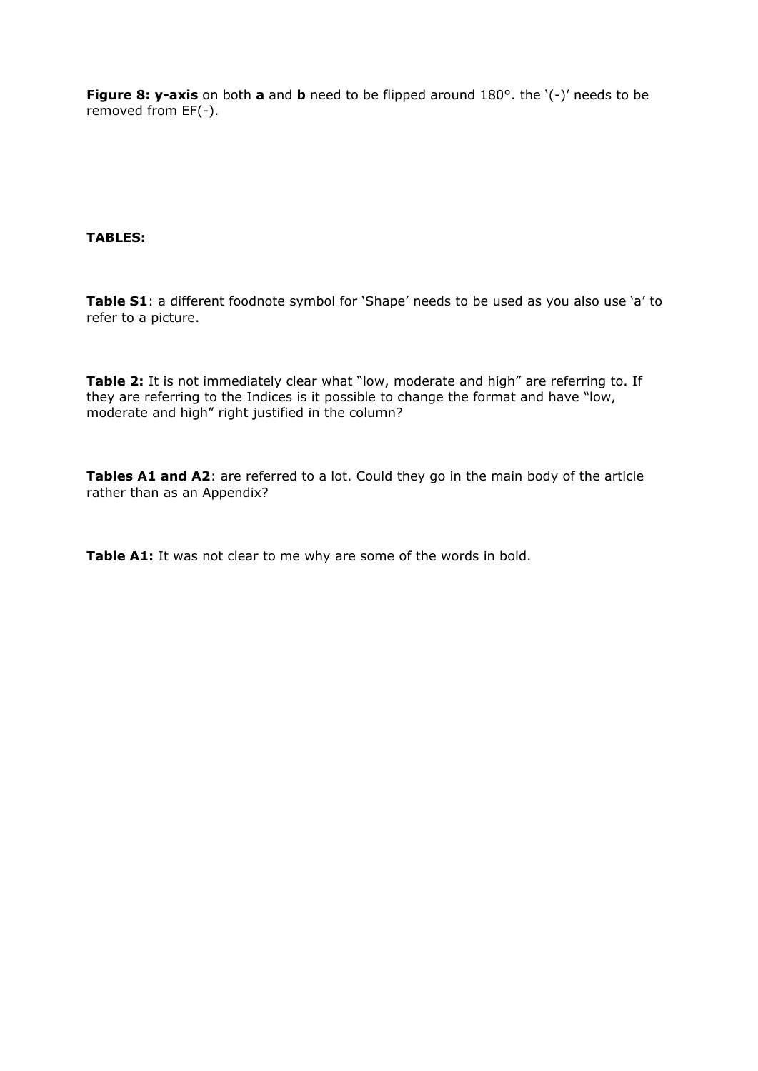**Figure 8: y-axis** on both **a** and **b** need to be flipped around 180°. the '(-)' needs to be removed from EF(-).

**TABLES:**

**Table S1**: a different foodnote symbol for 'Shape' needs to be used as you also use 'a' to refer to a picture.

**Table 2:** It is not immediately clear what "low, moderate and high" are referring to. If they are referring to the Indices is it possible to change the format and have "low, moderate and high" right justified in the column?

**Tables A1 and A2**: are referred to a lot. Could they go in the main body of the article rather than as an Appendix?

**Table A1:** It was not clear to me why are some of the words in bold.